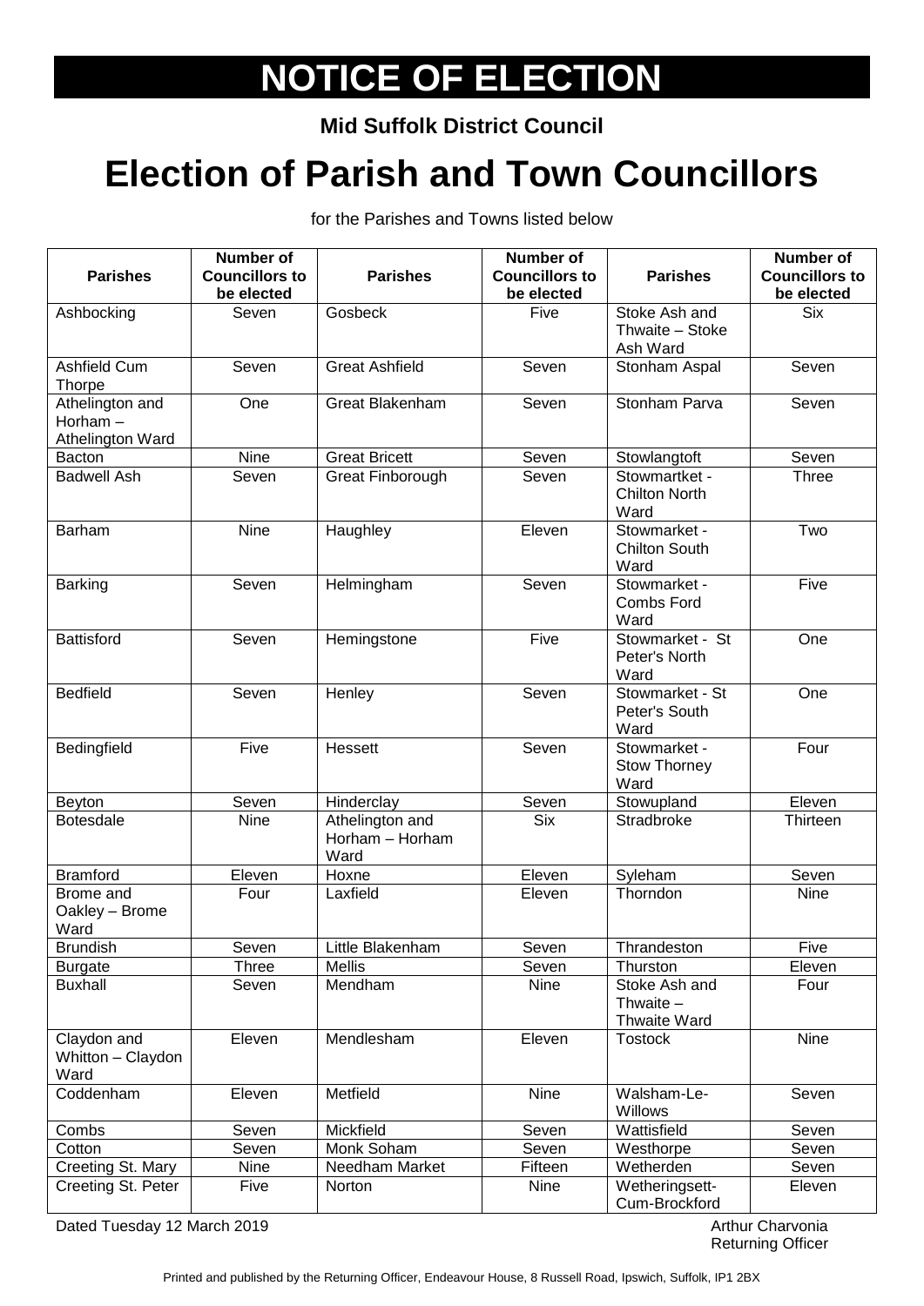# NOTICE OF ELECTION

**Mid Suffolk District Council**

# Election of Parish and Town Councillors

for the Parishes and Towns listed below

| Parishes | Number of Councillors to be elected | Parishes | Number of Councillors to be elected | Parishes | Number of Councillors to be elected |
|---|---|---|---|---|---|
| Ashbocking | Seven | Gosbeck | Five | Stoke Ash and Thwaite – Stoke Ash Ward | Six |
| Ashfield Cum Thorpe | Seven | Great Ashfield | Seven | Stonham Aspal | Seven |
| Athelington and Horham – Athelington Ward | One | Great Blakenham | Seven | Stonham Parva | Seven |
| Bacton | Nine | Great Bricett | Seven | Stowlangtoft | Seven |
| Badwell Ash | Seven | Great Finborough | Seven | Stowmartket - Chilton North Ward | Three |
| Barham | Nine | Haughley | Eleven | Stowmarket - Chilton South Ward | Two |
| Barking | Seven | Helmingham | Seven | Stowmarket - Combs Ford Ward | Five |
| Battisford | Seven | Hemingstone | Five | Stowmarket - St Peter's North Ward | One |
| Bedfield | Seven | Henley | Seven | Stowmarket - St Peter's South Ward | One |
| Bedingfield | Five | Hessett | Seven | Stowmarket - Stow Thorney Ward | Four |
| Beyton | Seven | Hinderclay | Seven | Stowupland | Eleven |
| Botesdale | Nine | Athelington and Horham – Horham Ward | Six | Stradbroke | Thirteen |
| Bramford | Eleven | Hoxne | Eleven | Syleham | Seven |
| Brome and Oakley – Brome Ward | Four | Laxfield | Eleven | Thorndon | Nine |
| Brundish | Seven | Little Blakenham | Seven | Thrandeston | Five |
| Burgate | Three | Mellis | Seven | Thurston | Eleven |
| Buxhall | Seven | Mendham | Nine | Stoke Ash and Thwaite – Thwaite Ward | Four |
| Claydon and Whitton – Claydon Ward | Eleven | Mendlesham | Eleven | Tostock | Nine |
| Coddenham | Eleven | Metfield | Nine | Walsham-Le-Willows | Seven |
| Combs | Seven | Mickfield | Seven | Wattisfield | Seven |
| Cotton | Seven | Monk Soham | Seven | Westhorpe | Seven |
| Creeting St. Mary | Nine | Needham Market | Fifteen | Wetherden | Seven |
| Creeting St. Peter | Five | Norton | Nine | Wetheringsett-Cum-Brockford | Eleven |

Dated Tuesday 12 March 2019

Arthur Charvonia
Returning Officer

Printed and published by the Returning Officer, Endeavour House, 8 Russell Road, Ipswich, Suffolk, IP1 2BX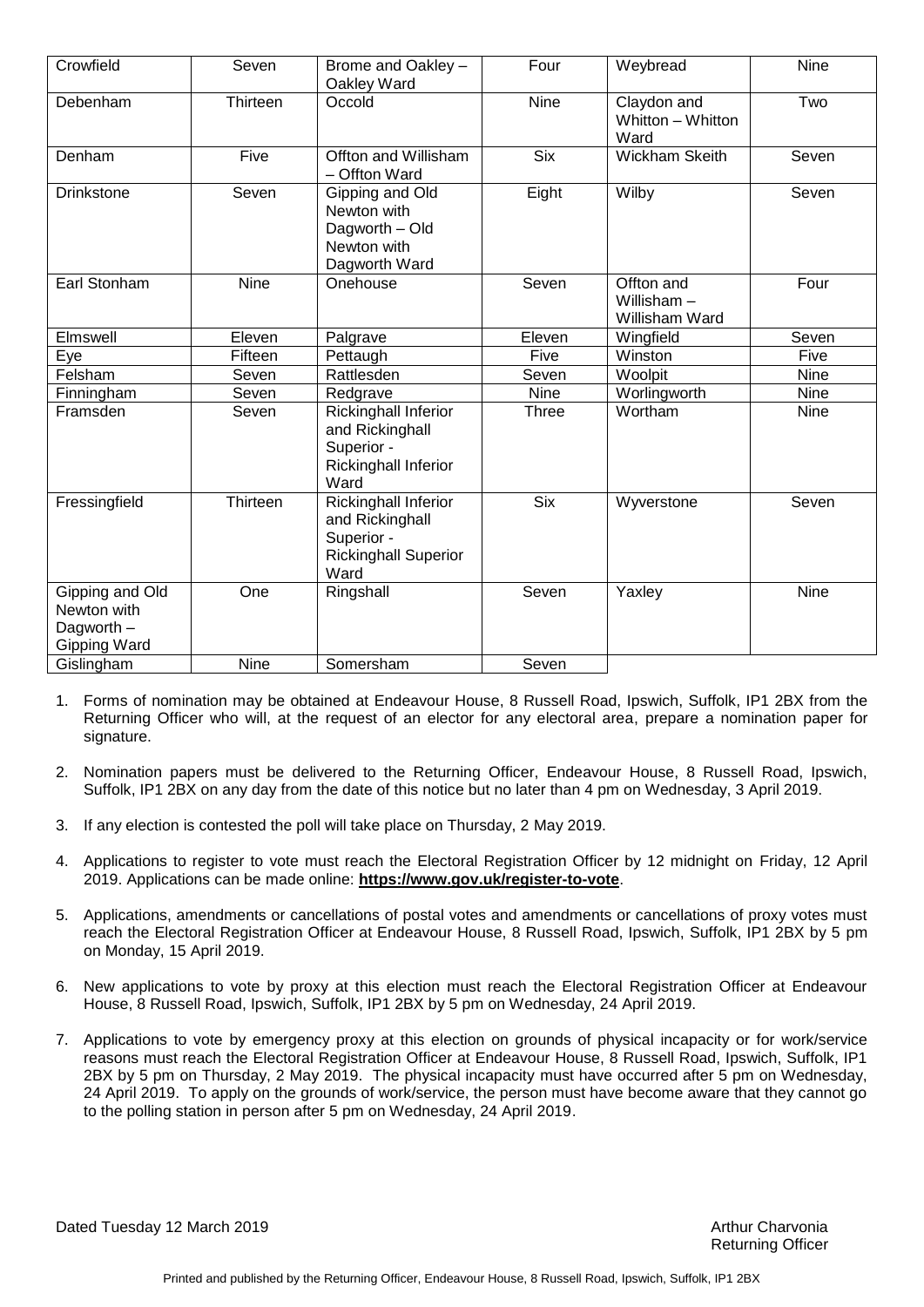| | | | | | |
|---|---|---|---|---|---|
| Crowfield | Seven | Brome and Oakley – Oakley Ward | Four | Weybread | Nine |
| Debenham | Thirteen | Occold | Nine | Claydon and Whitton – Whitton Ward | Two |
| Denham | Five | Offton and Willisham – Offton Ward | Six | Wickham Skeith | Seven |
| Drinkstone | Seven | Gipping and Old Newton with Dagworth – Old Newton with Dagworth Ward | Eight | Wilby | Seven |
| Earl Stonham | Nine | Onehouse | Seven | Offton and Willisham – Willisham Ward | Four |
| Elmswell | Eleven | Palgrave | Eleven | Wingfield | Seven |
| Eye | Fifteen | Pettaugh | Five | Winston | Five |
| Felsham | Seven | Rattlesden | Seven | Woolpit | Nine |
| Finningham | Seven | Redgrave | Nine | Worlingworth | Nine |
| Framsden | Seven | Rickinghall Inferior and Rickinghall Superior - Rickinghall Inferior Ward | Three | Wortham | Nine |
| Fressingfield | Thirteen | Rickinghall Inferior and Rickinghall Superior - Rickinghall Superior Ward | Six | Wyverstone | Seven |
| Gipping and Old Newton with Dagworth – Gipping Ward | One | Ringshall | Seven | Yaxley | Nine |
| Gislingham | Nine | Somersham | Seven | | |

1. Forms of nomination may be obtained at Endeavour House, 8 Russell Road, Ipswich, Suffolk, IP1 2BX from the Returning Officer who will, at the request of an elector for any electoral area, prepare a nomination paper for signature.

2. Nomination papers must be delivered to the Returning Officer, Endeavour House, 8 Russell Road, Ipswich, Suffolk, IP1 2BX on any day from the date of this notice but no later than 4 pm on Wednesday, 3 April 2019.

3. If any election is contested the poll will take place on Thursday, 2 May 2019.

4. Applications to register to vote must reach the Electoral Registration Officer by 12 midnight on Friday, 12 April 2019. Applications can be made online: **https://www.gov.uk/register-to-vote**.

5. Applications, amendments or cancellations of postal votes and amendments or cancellations of proxy votes must reach the Electoral Registration Officer at Endeavour House, 8 Russell Road, Ipswich, Suffolk, IP1 2BX by 5 pm on Monday, 15 April 2019.

6. New applications to vote by proxy at this election must reach the Electoral Registration Officer at Endeavour House, 8 Russell Road, Ipswich, Suffolk, IP1 2BX by 5 pm on Wednesday, 24 April 2019.

7. Applications to vote by emergency proxy at this election on grounds of physical incapacity or for work/service reasons must reach the Electoral Registration Officer at Endeavour House, 8 Russell Road, Ipswich, Suffolk, IP1 2BX by 5 pm on Thursday, 2 May 2019. The physical incapacity must have occurred after 5 pm on Wednesday, 24 April 2019. To apply on the grounds of work/service, the person must have become aware that they cannot go to the polling station in person after 5 pm on Wednesday, 24 April 2019.

Dated Tuesday 12 March 2019

Arthur Charvonia
Returning Officer

Printed and published by the Returning Officer, Endeavour House, 8 Russell Road, Ipswich, Suffolk, IP1 2BX